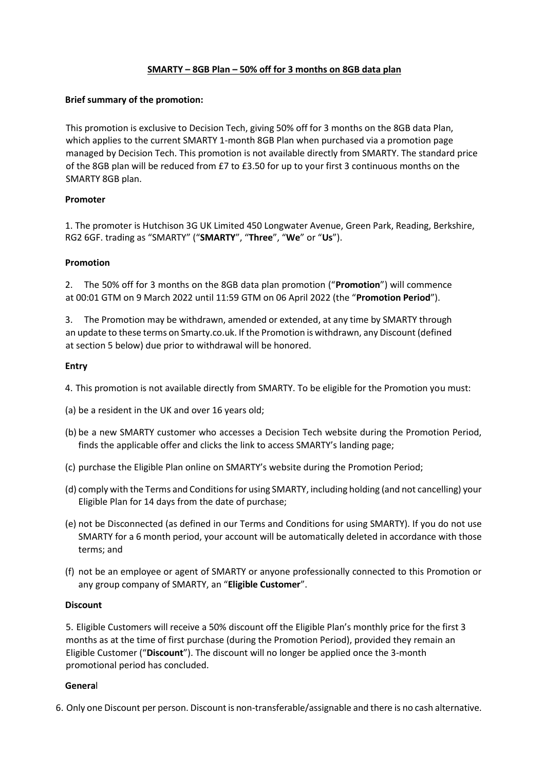**SMARTY – 8GB Plan – 50% off for 3 months on 8GB data plan**

**Brief summary of the promotion:**

This promotion is exclusive to Decision Tech, giving 50% off for 3 months on the 8GB data Plan, which applies to the current SMARTY 1-month 8GB Plan when purchased via a promotion page managed by Decision Tech. This promotion is not available directly from SMARTY. The standard price of the 8GB plan will be reduced from £7 to £3.50 for up to your first 3 continuous months on the SMARTY 8GB plan.

**Promoter**

1. The promoter is Hutchison 3G UK Limited 450 Longwater Avenue, Green Park, Reading, Berkshire, RG2 6GF. trading as "SMARTY" ("**SMARTY**", "**Three**", "**We**" or "**Us**").

**Promotion**

2. The 50% off for 3 months on the 8GB data plan promotion ("**Promotion**") will commence at 00:01 GTM on 9 March 2022 until 11:59 GTM on 06 April 2022 (the "**Promotion Period**").

3. The Promotion may be withdrawn, amended or extended, at any time by SMARTY through an update to these terms on Smarty.co.uk. If the Promotion is withdrawn, any Discount (defined at section 5 below) due prior to withdrawal will be honored.

**Entry**

4. This promotion is not available directly from SMARTY. To be eligible for the Promotion you must:

(a) be a resident in the UK and over 16 years old;

(b) be a new SMARTY customer who accesses a Decision Tech website during the Promotion Period, finds the applicable offer and clicks the link to access SMARTY's landing page;

(c) purchase the Eligible Plan online on SMARTY's website during the Promotion Period;

(d) comply with the Terms and Conditions for using SMARTY, including holding (and not cancelling) your Eligible Plan for 14 days from the date of purchase;

(e) not be Disconnected (as defined in our Terms and Conditions for using SMARTY). If you do not use SMARTY for a 6 month period, your account will be automatically deleted in accordance with those terms; and

(f) not be an employee or agent of SMARTY or anyone professionally connected to this Promotion or any group company of SMARTY, an "**Eligible Customer**".

**Discount**

5. Eligible Customers will receive a 50% discount off the Eligible Plan's monthly price for the first 3 months as at the time of first purchase (during the Promotion Period), provided they remain an Eligible Customer ("**Discount**"). The discount will no longer be applied once the 3-month promotional period has concluded.

**General**

6. Only one Discount per person. Discount is non-transferable/assignable and there is no cash alternative.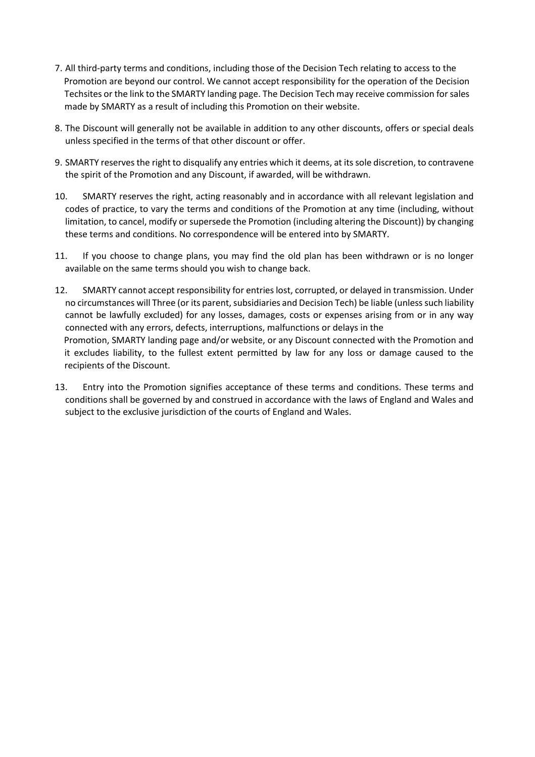7. All third-party terms and conditions, including those of the Decision Tech relating to access to the Promotion are beyond our control. We cannot accept responsibility for the operation of the Decision Techsites or the link to the SMARTY landing page. The Decision Tech may receive commission for sales made by SMARTY as a result of including this Promotion on their website.

8. The Discount will generally not be available in addition to any other discounts, offers or special deals unless specified in the terms of that other discount or offer.

9. SMARTY reserves the right to disqualify any entries which it deems, at its sole discretion, to contravene the spirit of the Promotion and any Discount, if awarded, will be withdrawn.

10. SMARTY reserves the right, acting reasonably and in accordance with all relevant legislation and codes of practice, to vary the terms and conditions of the Promotion at any time (including, without limitation, to cancel, modify or supersede the Promotion (including altering the Discount)) by changing these terms and conditions. No correspondence will be entered into by SMARTY.

11. If you choose to change plans, you may find the old plan has been withdrawn or is no longer available on the same terms should you wish to change back.

12. SMARTY cannot accept responsibility for entries lost, corrupted, or delayed in transmission. Under no circumstances will Three (or its parent, subsidiaries and Decision Tech) be liable (unless such liability cannot be lawfully excluded) for any losses, damages, costs or expenses arising from or in any way connected with any errors, defects, interruptions, malfunctions or delays in the Promotion, SMARTY landing page and/or website, or any Discount connected with the Promotion and it excludes liability, to the fullest extent permitted by law for any loss or damage caused to the recipients of the Discount.

13. Entry into the Promotion signifies acceptance of these terms and conditions. These terms and conditions shall be governed by and construed in accordance with the laws of England and Wales and subject to the exclusive jurisdiction of the courts of England and Wales.